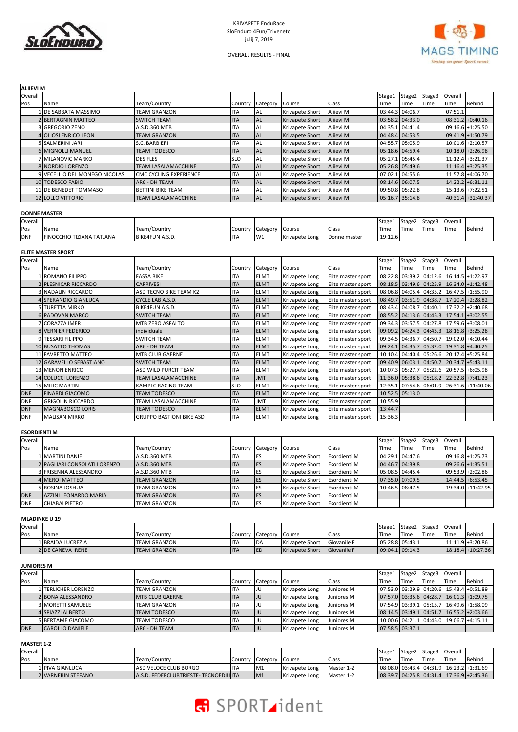KRIVAPETE EnduRace
SloEnduro 4Fun/Triveneto
julij 7, 2019

OVERALL RESULTS - FINAL

## ALIIEVI M

| Overall Pos | Name | Team/Country | Country | Category | Course | Class | Stage1 Time | Stage2 Time | Stage3 Time | Overall Time | Behind |
|---|---|---|---|---|---|---|---|---|---|---|---|
| 1 | DE SABBATA MASSIMO | TEAM GRANZON | ITA | AL | Krivapete Short | Aliievi M | 03:44.3 | 04:06.7 | | 07:51.1 | |
| 2 | BERTAGNIN MATTEO | SWITCH TEAM | ITA | AL | Krivapete Short | Aliievi M | 03:58.2 | 04:33.0 | | 08:31.2 | +0:40.16 |
| 3 | GREGORIO ZENO | A.S.D.360 MTB | ITA | AL | Krivapete Short | Aliievi M | 04:35.1 | 04:41.4 | | 09:16.6 | +1:25.50 |
| 4 | OLIOSI ENRICO LEON | TEAM GRANZON | ITA | AL | Krivapete Short | Aliievi M | 04:48.4 | 04:53.5 | | 09:41.9 | +1:50.79 |
| 5 | SALMERINI JARI | S.C. BARBIERI | ITA | AL | Krivapete Short | Aliievi M | 04:55.7 | 05:05.9 | | 10:01.6 | +2:10.57 |
| 6 | MIGNOLLI MANUEL | TEAM TODESCO | ITA | AL | Krivapete Short | Aliievi M | 05:18.6 | 04:59.4 | | 10:18.0 | +2:26.98 |
| 7 | MILANOVIC MARKO | DES FLES | SLO | AL | Krivapete Short | Aliievi M | 05:27.1 | 05:45.4 | | 11:12.4 | +3:21.37 |
| 8 | NORDIO LORENZO | TEAM LASALAMACCHINE | ITA | AL | Krivapete Short | Aliievi M | 05:26.8 | 05:49.6 | | 11:16.4 | +3:25.35 |
| 9 | VECELLIO DEL MONEGO NICOLAS | CMC CYCLING EXPERIENCE | ITA | AL | Krivapete Short | Aliievi M | 07:02.1 | 04:55.6 | | 11:57.8 | +4:06.70 |
| 10 | TODESCO FABIO | AR6 - DH TEAM | ITA | AL | Krivapete Short | Aliievi M | 08:14.6 | 06:07.5 | | 14:22.2 | +6:31.11 |
| 11 | DE BENEDET TOMMASO | BETTINI BIKE TEAM | ITA | AL | Krivapete Short | Aliievi M | 09:50.8 | 05:22.8 | | 15:13.6 | +7:22.51 |
| 12 | LOLLO VITTORIO | TEAM LASALAMACCHINE | ITA | AL | Krivapete Short | Aliievi M | 05:16.7 | 35:14.8 | | 40:31.4 | +32:40.37 |

## DONNE MASTER

| Overall Pos | Name | Team/Country | Country | Category | Course | Class | Stage1 Time | Stage2 Time | Stage3 Time | Overall Time | Behind |
|---|---|---|---|---|---|---|---|---|---|---|---|
| DNF | FINOCCHIO TIZIANA TATJANA | BIKE4FUN A.S.D. | ITA | W1 | Krivapete Long | Donne master | 19:12.6 | | | | |

## ELITE MASTER SPORT

| Overall Pos | Name | Team/Country | Country | Category | Course | Class | Stage1 Time | Stage2 Time | Stage3 Time | Overall Time | Behind |
|---|---|---|---|---|---|---|---|---|---|---|---|
| 1 | ROMANO FILIPPO | FASSA BIKE | ITA | ELMT | Krivapete Long | Elite master sport | 08:22.8 | 03:39.2 | 04:12.6 | 16:14.5 | +1:22.97 |
| 2 | PLESNICAR RICCARDO | CAPRIVESI | ITA | ELMT | Krivapete Long | Elite master sport | 08:18.5 | 03:49.6 | 04:25.9 | 16:34.0 | +1:42.48 |
| 3 | NADALIN RICCARDO | ASD TECNO BIKE TEAM K2 | ITA | ELMT | Krivapete Long | Elite master sport | 08:06.8 | 04:05.4 | 04:35.2 | 16:47.5 | +1:55.90 |
| 4 | SPERANDIO GIANLUCA | CYCLE LAB A.S.D. | ITA | ELMT | Krivapete Long | Elite master sport | 08:49.7 | 03:51.9 | 04:38.7 | 17:20.4 | +2:28.82 |
| 5 | TURETTA MIRKO | BIKE4FUN A.S.D. | ITA | ELMT | Krivapete Long | Elite master sport | 08:43.4 | 04:08.7 | 04:40.1 | 17:32.2 | +2:40.68 |
| 6 | PADOVAN MARCO | SWITCH TEAM | ITA | ELMT | Krivapete Long | Elite master sport | 08:55.2 | 04:13.6 | 04:45.3 | 17:54.1 | +3:02.55 |
| 7 | CORAZZA IMER | MTB ZERO ASFALTO | ITA | ELMT | Krivapete Long | Elite master sport | 09:34.3 | 03:57.5 | 04:27.8 | 17:59.6 | +3:08.01 |
| 8 | VERNIER FEDERICO | individuale | ITA | ELMT | Krivapete Long | Elite master sport | 09:09.2 | 04:24.3 | 04:43.3 | 18:16.8 | +3:25.28 |
| 9 | TESSARI FILIPPO | SWITCH TEAM | ITA | ELMT | Krivapete Long | Elite master sport | 09:34.5 | 04:36.7 | 04:50.7 | 19:02.0 | +4:10.44 |
| 10 | BUSATTO THOMAS | AR6 - DH TEAM | ITA | ELMT | Krivapete Long | Elite master sport | 09:24.1 | 04:35.7 | 05:32.0 | 19:31.8 | +4:40.25 |
| 11 | FAVRETTO MATTEO | MTB CLUB GAERNE | ITA | ELMT | Krivapete Long | Elite master sport | 10:10.4 | 04:40.4 | 05:26.6 | 20:17.4 | +5:25.84 |
| 12 | GARAVELLO SEBASTIANO | SWITCH TEAM | ITA | ELMT | Krivapete Long | Elite master sport | 09:40.9 | 06:03.1 | 04:50.7 | 20:34.7 | +5:43.11 |
| 13 | MENON ENRICO | ASD WILD PURCIT TEAM | ITA | ELMT | Krivapete Long | Elite master sport | 10:07.3 | 05:27.7 | 05:22.6 | 20:57.5 | +6:05.98 |
| 14 | COLUCCI LORENZO | TEAM LASALAMACCHINE | ITA | JMT | Krivapete Long | Elite master sport | 11:36.0 | 05:38.6 | 05:18.2 | 22:32.8 | +7:41.23 |
| 15 | MILIC MARTIN | KAMPLC RACING TEAM | SLO | ELMT | Krivapete Long | Elite master sport | 12:35.1 | 07:54.6 | 06:01.9 | 26:31.6 | +11:40.06 |
| DNF | FINARDI GIACOMO | TEAM TODESCO | ITA | ELMT | Krivapete Long | Elite master sport | 10:52.5 | 05:13.0 | | | |
| DNF | GRIGOLIN RICCARDO | TEAM LASALAMACCHINE | ITA | JMT | Krivapete Long | Elite master sport | 10:55.9 | | | | |
| DNF | MAGNABOSCO LORIS | TEAM TODESCO | ITA | ELMT | Krivapete Long | Elite master sport | 13:44.7 | | | | |
| DNF | MALISAN MIRKO | GRUPPO BASTIONI BIKE ASD | ITA | ELMT | Krivapete Long | Elite master sport | 15:36.3 | | | | |

## ESORDIENTI M

| Overall Pos | Name | Team/Country | Country | Category | Course | Class | Stage1 Time | Stage2 Time | Stage3 Time | Overall Time | Behind |
|---|---|---|---|---|---|---|---|---|---|---|---|
| 1 | MARTINI DANIEL | A.S.D.360 MTB | ITA | ES | Krivapete Short | Esordienti M | 04:29.1 | 04:47.6 | | 09:16.8 | +1:25.73 |
| 2 | PAGLIARI CONSOLATI LORENZO | A.S.D.360 MTB | ITA | ES | Krivapete Short | Esordienti M | 04:46.7 | 04:39.8 | | 09:26.6 | +1:35.51 |
| 3 | FRISENNA ALESSANDRO | A.S.D.360 MTB | ITA | ES | Krivapete Short | Esordienti M | 05:08.5 | 04:45.4 | | 09:53.9 | +2:02.86 |
| 4 | MEROI MATTEO | TEAM GRANZON | ITA | ES | Krivapete Short | Esordienti M | 07:35.0 | 07:09.5 | | 14:44.5 | +6:53.45 |
| 5 | ROSINA JOSHUA | TEAM GRANZON | ITA | ES | Krivapete Short | Esordienti M | 10:46.5 | 08:47.5 | | 19:34.0 | +11:42.95 |
| DNF | AZZINI LEONARDO MARIA | TEAM GRANZON | ITA | ES | Krivapete Short | Esordienti M | | | | | |
| DNF | CHIABAI PIETRO | TEAM GRANZON | ITA | ES | Krivapete Short | Esordienti M | | | | | |

## MLADINKE U 19

| Overall Pos | Name | Team/Country | Country | Category | Course | Class | Stage1 Time | Stage2 Time | Stage3 Time | Overall Time | Behind |
|---|---|---|---|---|---|---|---|---|---|---|---|
| 1 | BRAIDA LUCREZIA | TEAM GRANZON | ITA | DA | Krivapete Short | Giovanile F | 05:28.8 | 05:43.1 | | 11:11.9 | +3:20.86 |
| 2 | DE CANEVA IRENE | TEAM GRANZON | ITA | ED | Krivapete Short | Giovanile F | 09:04.1 | 09:14.3 | | 18:18.4 | +10:27.36 |

## JUNIORES M

| Overall Pos | Name | Team/Country | Country | Category | Course | Class | Stage1 Time | Stage2 Time | Stage3 Time | Overall Time | Behind |
|---|---|---|---|---|---|---|---|---|---|---|---|
| 1 | TERLICHER LORENZO | TEAM GRANZON | ITA | JU | Krivapete Long | Juniores M | 07:53.0 | 03:29.9 | 04:20.6 | 15:43.4 | +0:51.89 |
| 2 | BONA ALESSANDRO | MTB CLUB GAERNE | ITA | JU | Krivapete Long | Juniores M | 07:57.0 | 03:35.6 | 04:28.7 | 16:01.3 | +1:09.75 |
| 3 | MORETTI SAMUELE | TEAM GRANZON | ITA | JU | Krivapete Long | Juniores M | 07:54.9 | 03:39.1 | 05:15.7 | 16:49.6 | +1:58.09 |
| 4 | SPIAZZI ALBERTO | TEAM TODESCO | ITA | JU | Krivapete Long | Juniores M | 08:14.5 | 03:49.1 | 04:51.7 | 16:55.2 | +2:03.66 |
| 5 | BERTAME GIACOMO | TEAM TODESCO | ITA | JU | Krivapete Long | Juniores M | 10:00.6 | 04:21.1 | 04:45.0 | 19:06.7 | +4:15.11 |
| DNF | CAROLLO DANIELE | AR6 - DH TEAM | ITA | JU | Krivapete Long | Juniores M | 07:58.5 | 03:37.1 | | | |

## MASTER 1-2

| Overall Pos | Name | Team/Country | Country | Category | Course | Class | Stage1 Time | Stage2 Time | Stage3 Time | Overall Time | Behind |
|---|---|---|---|---|---|---|---|---|---|---|---|
| 1 | PIVA GIANLUCA | ASD VELOCE CLUB BORGO | ITA | M1 | Krivapete Long | Master 1-2 | 08:08.0 | 03:43.4 | 04:31.9 | 16:23.2 | +1:31.69 |
| 2 | VARNERIN STEFANO | A.S.D. FEDERCLUBTRIESTE- TECNOEDIL | ITA | M1 | Krivapete Long | Master 1-2 | 08:39.7 | 04:25.8 | 04:31.4 | 17:36.9 | +2:45.36 |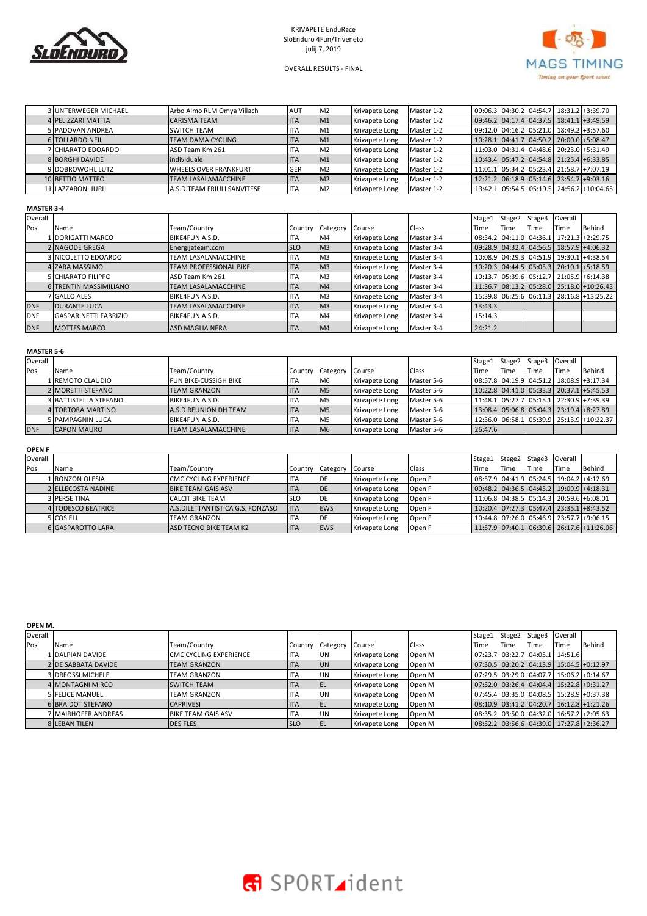KRIVAPETE EnduRace
SloEnduro 4Fun/Triveneto
julij 7, 2019

OVERALL RESULTS - FINAL

| | | | | | | | | | | | |
|---|---|---|---|---|---|---|---|---|---|---|---|
| 3 | UNTERWEGER MICHAEL | Arbo Almo RLM Omya Villach | AUT | M2 | Krivapete Long | Master 1-2 | 09:06.3 | 04:30.2 | 04:54.7 | 18:31.2 | +3:39.70 |
| 4 | PELIZZARI MATTIA | CARISMA TEAM | ITA | M1 | Krivapete Long | Master 1-2 | 09:46.2 | 04:17.4 | 04:37.5 | 18:41.1 | +3:49.59 |
| 5 | PADOVAN ANDREA | SWITCH TEAM | ITA | M1 | Krivapete Long | Master 1-2 | 09:12.0 | 04:16.2 | 05:21.0 | 18:49.2 | +3:57.60 |
| 6 | TOLLARDO NEIL | TEAM DAMA CYCLING | ITA | M1 | Krivapete Long | Master 1-2 | 10:28.1 | 04:41.7 | 04:50.2 | 20:00.0 | +5:08.47 |
| 7 | CHIARATO EDOARDO | ASD Team Km 261 | ITA | M2 | Krivapete Long | Master 1-2 | 11:03.0 | 04:31.4 | 04:48.6 | 20:23.0 | +5:31.49 |
| 8 | BORGHI DAVIDE | individuale | ITA | M1 | Krivapete Long | Master 1-2 | 10:43.4 | 05:47.2 | 04:54.8 | 21:25.4 | +6:33.85 |
| 9 | DOBROWOHL LUTZ | WHEELS OVER FRANKFURT | GER | M2 | Krivapete Long | Master 1-2 | 11:01.1 | 05:34.2 | 05:23.4 | 21:58.7 | +7:07.19 |
| 10 | BETTIO MATTEO | TEAM LASALAMACCHINE | ITA | M2 | Krivapete Long | Master 1-2 | 12:21.2 | 06:18.9 | 05:14.6 | 23:54.7 | +9:03.16 |
| 11 | LAZZARONI JURIJ | A.S.D.TEAM FRIULI SANVITESE | ITA | M2 | Krivapete Long | Master 1-2 | 13:42.1 | 05:54.5 | 05:19.5 | 24:56.2 | +10:04.65 |

## MASTER 3-4

| Overall Pos | Name | Team/Country | Country | Category | Course | Class | Stage1 Time | Stage2 Time | Stage3 Time | Overall Time | Behind |
|---|---|---|---|---|---|---|---|---|---|---|---|
| 1 | DORIGATTI MARCO | BIKE4FUN A.S.D. | ITA | M4 | Krivapete Long | Master 3-4 | 08:34.2 | 04:11.0 | 04:36.1 | 17:21.3 | +2:29.75 |
| 2 | NAGODE GREGA | Energijateam.com | SLO | M3 | Krivapete Long | Master 3-4 | 09:28.9 | 04:32.4 | 04:56.5 | 18:57.9 | +4:06.32 |
| 3 | NICOLETTO EDOARDO | TEAM LASALAMACCHINE | ITA | M3 | Krivapete Long | Master 3-4 | 10:08.9 | 04:29.3 | 04:51.9 | 19:30.1 | +4:38.54 |
| 4 | ZARA MASSIMO | TEAM PROFESSIONAL BIKE | ITA | M3 | Krivapete Long | Master 3-4 | 10:20.3 | 04:44.5 | 05:05.3 | 20:10.1 | +5:18.59 |
| 5 | CHIARATO FILIPPO | ASD Team Km 261 | ITA | M3 | Krivapete Long | Master 3-4 | 10:13.7 | 05:39.6 | 05:12.7 | 21:05.9 | +6:14.38 |
| 6 | TRENTIN MASSIMILIANO | TEAM LASALAMACCHINE | ITA | M4 | Krivapete Long | Master 3-4 | 11:36.7 | 08:13.2 | 05:28.0 | 25:18.0 | +10:26.43 |
| 7 | GALLO ALES | BIKE4FUN A.S.D. | ITA | M3 | Krivapete Long | Master 3-4 | 15:39.8 | 06:25.6 | 06:11.3 | 28:16.8 | +13:25.22 |
| DNF | DURANTE LUCA | TEAM LASALAMACCHINE | ITA | M3 | Krivapete Long | Master 3-4 | 13:43.3 | | | | |
| DNF | GASPARINETTI FABRIZIO | BIKE4FUN A.S.D. | ITA | M4 | Krivapete Long | Master 3-4 | 15:14.3 | | | | |
| DNF | MOTTES MARCO | ASD MAGLIA NERA | ITA | M4 | Krivapete Long | Master 3-4 | 24:21.2 | | | | |

## MASTER 5-6

| Overall Pos | Name | Team/Country | Country | Category | Course | Class | Stage1 Time | Stage2 Time | Stage3 Time | Overall Time | Behind |
|---|---|---|---|---|---|---|---|---|---|---|---|
| 1 | REMOTO CLAUDIO | FUN BIKE-CUSSIGH BIKE | ITA | M6 | Krivapete Long | Master 5-6 | 08:57.8 | 04:19.9 | 04:51.2 | 18:08.9 | +3:17.34 |
| 2 | MORETTI STEFANO | TEAM GRANZON | ITA | M5 | Krivapete Long | Master 5-6 | 10:22.8 | 04:41.0 | 05:33.3 | 20:37.1 | +5:45.53 |
| 3 | BATTISTELLA STEFANO | BIKE4FUN A.S.D. | ITA | M5 | Krivapete Long | Master 5-6 | 11:48.1 | 05:27.7 | 05:15.1 | 22:30.9 | +7:39.39 |
| 4 | TORTORA MARTINO | A.S.D REUNION DH TEAM | ITA | M5 | Krivapete Long | Master 5-6 | 13:08.4 | 05:06.8 | 05:04.3 | 23:19.4 | +8:27.89 |
| 5 | PAMPAGNIN LUCA | BIKE4FUN A.S.D. | ITA | M5 | Krivapete Long | Master 5-6 | 12:36.0 | 06:58.1 | 05:39.9 | 25:13.9 | +10:22.37 |
| DNF | CAPON MAURO | TEAM LASALAMACCHINE | ITA | M6 | Krivapete Long | Master 5-6 | 26:47.6 | | | | |

## OPEN F

| Overall Pos | Name | Team/Country | Country | Category | Course | Class | Stage1 Time | Stage2 Time | Stage3 Time | Overall Time | Behind |
|---|---|---|---|---|---|---|---|---|---|---|---|
| 1 | RONZON OLESIA | CMC CYCLING EXPERIENCE | ITA | DE | Krivapete Long | Open F | 08:57.9 | 04:41.9 | 05:24.5 | 19:04.2 | +4:12.69 |
| 2 | ELLECOSTA NADINE | BIKE TEAM GAIS ASV | ITA | DE | Krivapete Long | Open F | 09:48.2 | 04:36.5 | 04:45.2 | 19:09.9 | +4:18.31 |
| 3 | PERSE TINA | CALCIT BIKE TEAM | SLO | DE | Krivapete Long | Open F | 11:06.8 | 04:38.5 | 05:14.3 | 20:59.6 | +6:08.01 |
| 4 | TODESCO BEATRICE | A.S.DILETTANTISTICA G.S. FONZASO | ITA | EWS | Krivapete Long | Open F | 10:20.4 | 07:27.3 | 05:47.4 | 23:35.1 | +8:43.52 |
| 5 | COS ELI | TEAM GRANZON | ITA | DE | Krivapete Long | Open F | 10:44.8 | 07:26.0 | 05:46.9 | 23:57.7 | +9:06.15 |
| 6 | GASPAROTTO LARA | ASD TECNO BIKE TEAM K2 | ITA | EWS | Krivapete Long | Open F | 11:57.9 | 07:40.1 | 06:39.6 | 26:17.6 | +11:26.06 |

## OPEN M.

| Overall Pos | Name | Team/Country | Country | Category | Course | Class | Stage1 Time | Stage2 Time | Stage3 Time | Overall Time | Behind |
|---|---|---|---|---|---|---|---|---|---|---|---|
| 1 | DALPIAN DAVIDE | CMC CYCLING EXPERIENCE | ITA | UN | Krivapete Long | Open M | 07:23.7 | 03:22.7 | 04:05.1 | 14:51.6 | |
| 2 | DE SABBATA DAVIDE | TEAM GRANZON | ITA | UN | Krivapete Long | Open M | 07:30.5 | 03:20.2 | 04:13.9 | 15:04.5 | +0:12.97 |
| 3 | DREOSSI MICHELE | TEAM GRANZON | ITA | UN | Krivapete Long | Open M | 07:29.5 | 03:29.0 | 04:07.7 | 15:06.2 | +0:14.67 |
| 4 | MONTAGNI MIRCO | SWITCH TEAM | ITA | EL | Krivapete Long | Open M | 07:52.0 | 03:26.4 | 04:04.4 | 15:22.8 | +0:31.27 |
| 5 | FELICE MANUEL | TEAM GRANZON | ITA | UN | Krivapete Long | Open M | 07:45.4 | 03:35.0 | 04:08.5 | 15:28.9 | +0:37.38 |
| 6 | BRAIDOT STEFANO | CAPRIVESI | ITA | EL | Krivapete Long | Open M | 08:10.9 | 03:41.2 | 04:20.7 | 16:12.8 | +1:21.26 |
| 7 | MAIRHOFER ANDREAS | BIKE TEAM GAIS ASV | ITA | UN | Krivapete Long | Open M | 08:35.2 | 03:50.0 | 04:32.0 | 16:57.2 | +2:05.63 |
| 8 | LEBAN TILEN | DES FLES | SLO | EL | Krivapete Long | Open M | 08:52.2 | 03:56.6 | 04:39.0 | 17:27.8 | +2:36.27 |